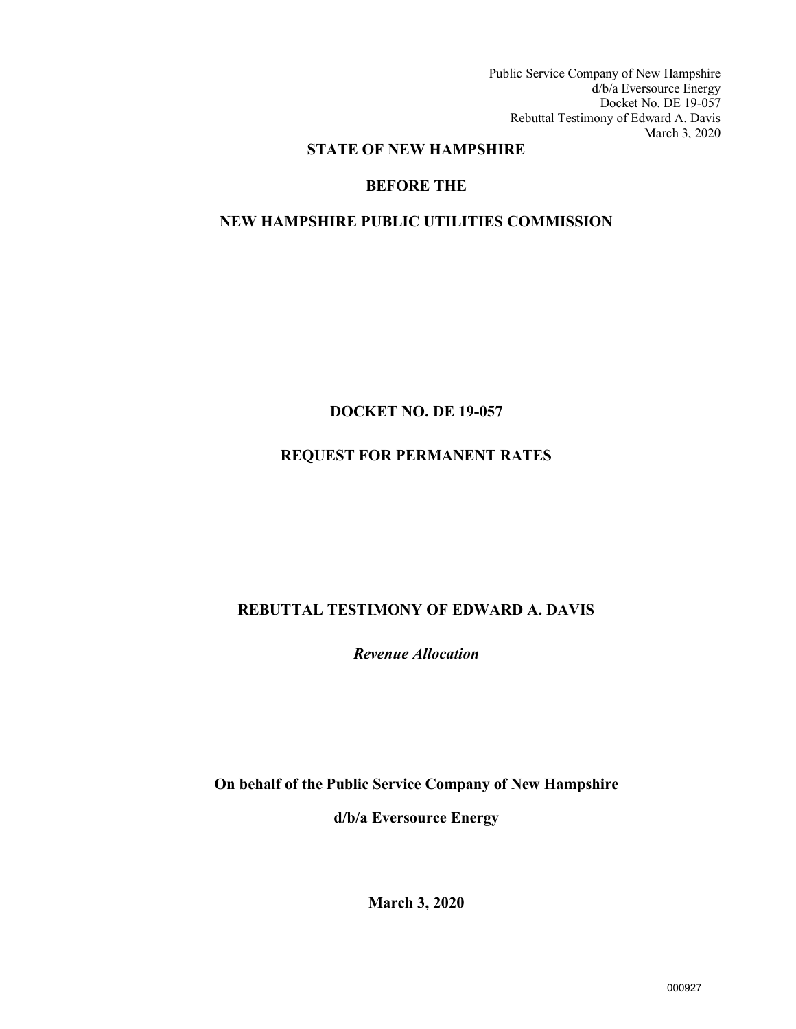Public Service Company of New Hampshire
d/b/a Eversource Energy
Docket No. DE 19-057
Rebuttal Testimony of Edward A. Davis
March 3, 2020

**STATE OF NEW HAMPSHIRE**

**BEFORE THE**

**NEW HAMPSHIRE PUBLIC UTILITIES COMMISSION**

**DOCKET NO. DE 19-057**

**REQUEST FOR PERMANENT RATES**

**REBUTTAL TESTIMONY OF EDWARD A. DAVIS**

***Revenue Allocation***

**On behalf of the Public Service Company of New Hampshire**

**d/b/a Eversource Energy**

**March 3, 2020**

000927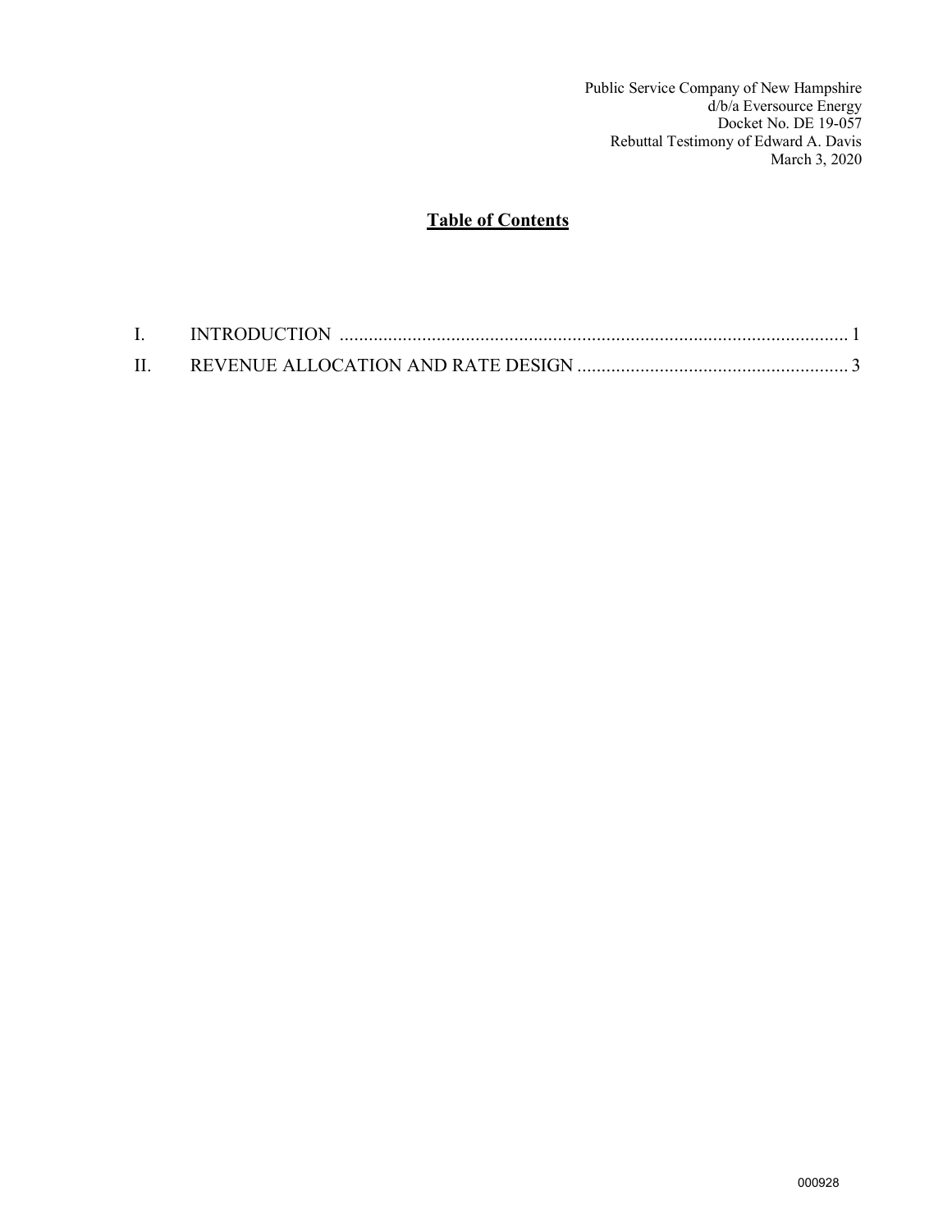Public Service Company of New Hampshire
d/b/a Eversource Energy
Docket No. DE 19-057
Rebuttal Testimony of Edward A. Davis
March 3, 2020

## Table of Contents

| | | |
|---|---|---|
| I. | INTRODUCTION | 1 |
| II. | REVENUE ALLOCATION AND RATE DESIGN | 3 |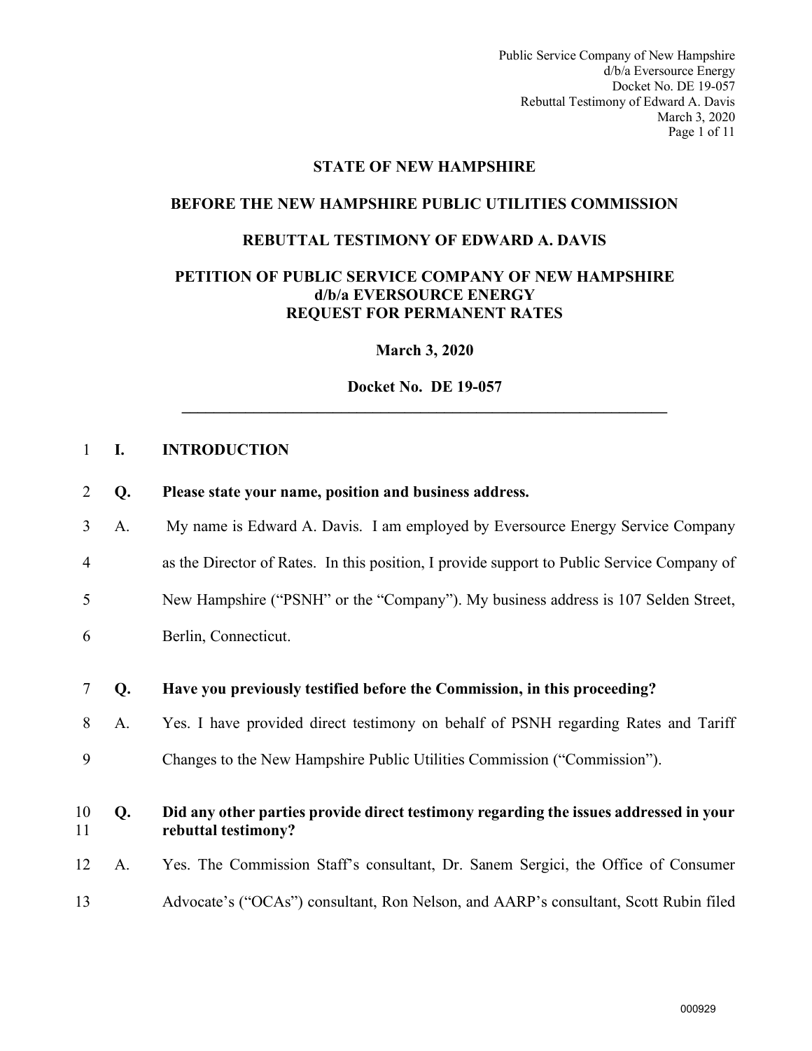**STATE OF NEW HAMPSHIRE**

**BEFORE THE NEW HAMPSHIRE PUBLIC UTILITIES COMMISSION**

**REBUTTAL TESTIMONY OF EDWARD A. DAVIS**

**PETITION OF PUBLIC SERVICE COMPANY OF NEW HAMPSHIRE d/b/a EVERSOURCE ENERGY REQUEST FOR PERMANENT RATES**

**March 3, 2020**

**Docket No. DE 19-057**

---

## I. INTRODUCTION

**Q. Please state your name, position and business address.**

A. My name is Edward A. Davis. I am employed by Eversource Energy Service Company as the Director of Rates. In this position, I provide support to Public Service Company of New Hampshire ("PSNH" or the "Company"). My business address is 107 Selden Street, Berlin, Connecticut.

**Q. Have you previously testified before the Commission, in this proceeding?**

A. Yes. I have provided direct testimony on behalf of PSNH regarding Rates and Tariff Changes to the New Hampshire Public Utilities Commission ("Commission").

**Q. Did any other parties provide direct testimony regarding the issues addressed in your rebuttal testimony?**

A. Yes. The Commission Staff's consultant, Dr. Sanem Sergici, the Office of Consumer Advocate's ("OCAs") consultant, Ron Nelson, and AARP's consultant, Scott Rubin filed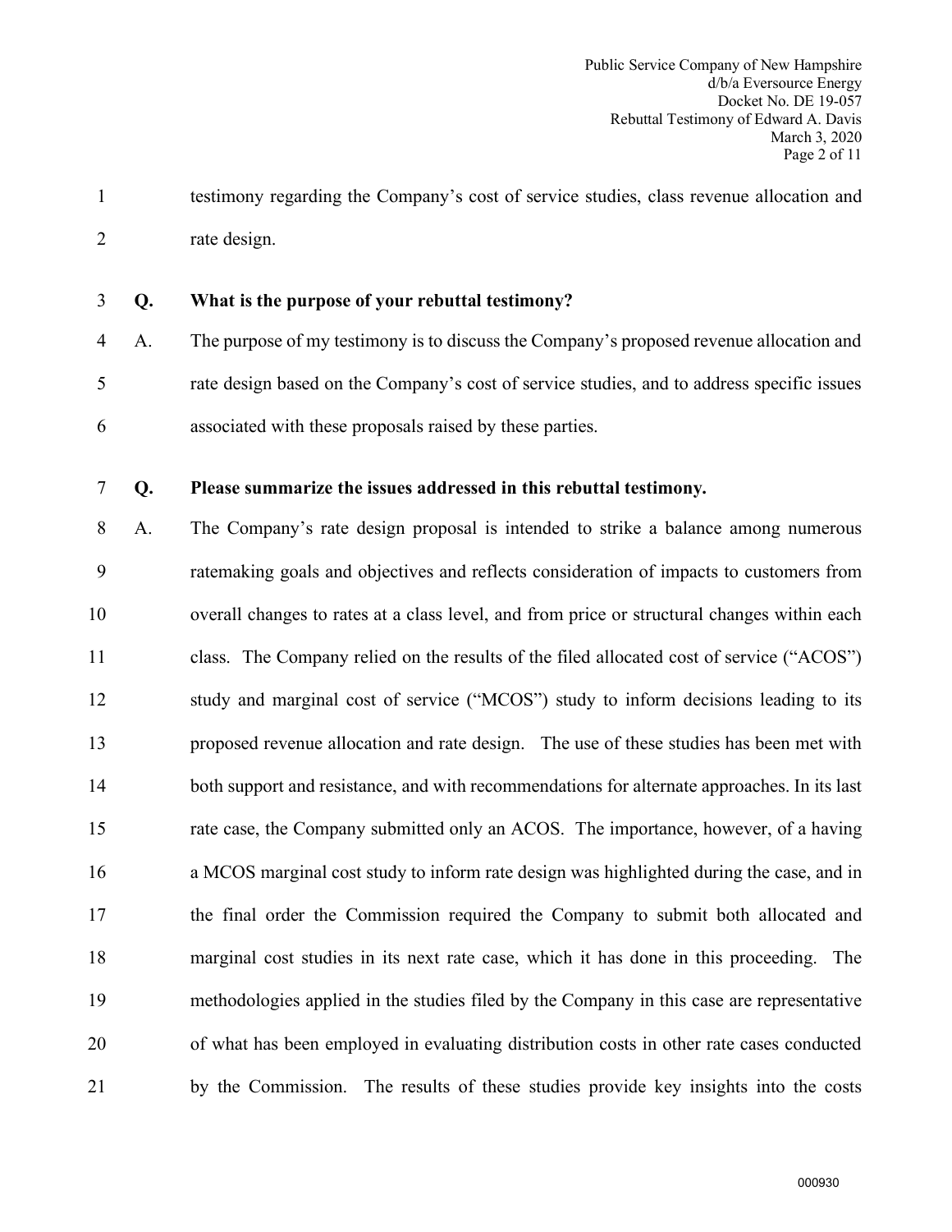testimony regarding the Company's cost of service studies, class revenue allocation and rate design.

**Q. What is the purpose of your rebuttal testimony?**

A. The purpose of my testimony is to discuss the Company's proposed revenue allocation and rate design based on the Company's cost of service studies, and to address specific issues associated with these proposals raised by these parties.

**Q. Please summarize the issues addressed in this rebuttal testimony.**

A. The Company's rate design proposal is intended to strike a balance among numerous ratemaking goals and objectives and reflects consideration of impacts to customers from overall changes to rates at a class level, and from price or structural changes within each class. The Company relied on the results of the filed allocated cost of service ("ACOS") study and marginal cost of service ("MCOS") study to inform decisions leading to its proposed revenue allocation and rate design. The use of these studies has been met with both support and resistance, and with recommendations for alternate approaches. In its last rate case, the Company submitted only an ACOS. The importance, however, of a having a MCOS marginal cost study to inform rate design was highlighted during the case, and in the final order the Commission required the Company to submit both allocated and marginal cost studies in its next rate case, which it has done in this proceeding. The methodologies applied in the studies filed by the Company in this case are representative of what has been employed in evaluating distribution costs in other rate cases conducted by the Commission. The results of these studies provide key insights into the costs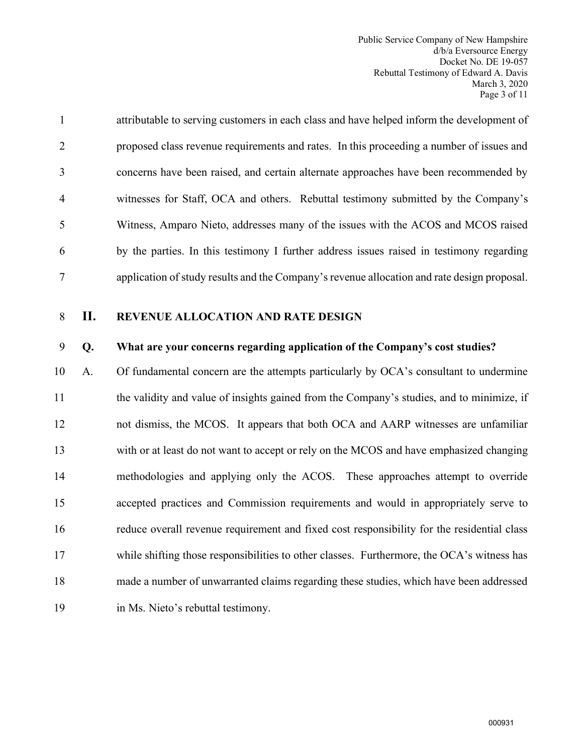attributable to serving customers in each class and have helped inform the development of proposed class revenue requirements and rates. In this proceeding a number of issues and concerns have been raised, and certain alternate approaches have been recommended by witnesses for Staff, OCA and others. Rebuttal testimony submitted by the Company's Witness, Amparo Nieto, addresses many of the issues with the ACOS and MCOS raised by the parties. In this testimony I further address issues raised in testimony regarding application of study results and the Company's revenue allocation and rate design proposal.

## II. REVENUE ALLOCATION AND RATE DESIGN

**Q. What are your concerns regarding application of the Company's cost studies?**

A. Of fundamental concern are the attempts particularly by OCA's consultant to undermine the validity and value of insights gained from the Company's studies, and to minimize, if not dismiss, the MCOS. It appears that both OCA and AARP witnesses are unfamiliar with or at least do not want to accept or rely on the MCOS and have emphasized changing methodologies and applying only the ACOS. These approaches attempt to override accepted practices and Commission requirements and would in appropriately serve to reduce overall revenue requirement and fixed cost responsibility for the residential class while shifting those responsibilities to other classes. Furthermore, the OCA's witness has made a number of unwarranted claims regarding these studies, which have been addressed in Ms. Nieto's rebuttal testimony.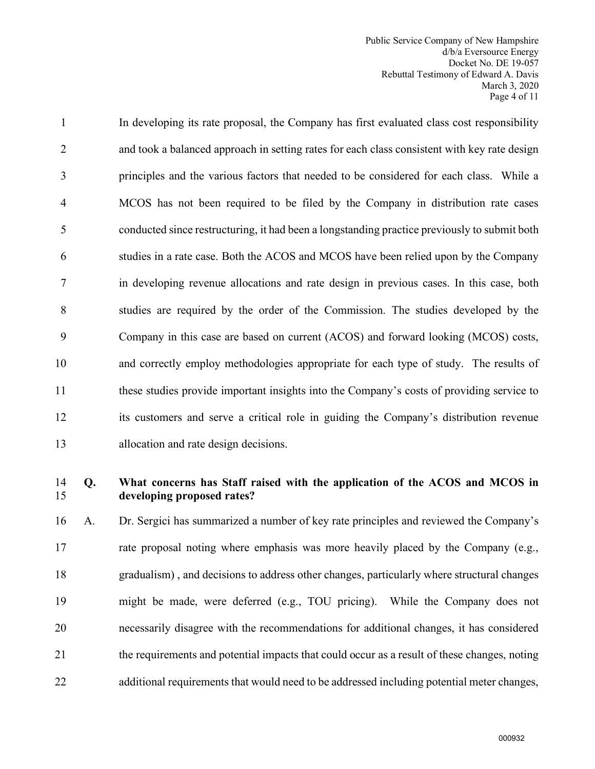In developing its rate proposal, the Company has first evaluated class cost responsibility and took a balanced approach in setting rates for each class consistent with key rate design principles and the various factors that needed to be considered for each class. While a MCOS has not been required to be filed by the Company in distribution rate cases conducted since restructuring, it had been a longstanding practice previously to submit both studies in a rate case. Both the ACOS and MCOS have been relied upon by the Company in developing revenue allocations and rate design in previous cases. In this case, both studies are required by the order of the Commission. The studies developed by the Company in this case are based on current (ACOS) and forward looking (MCOS) costs, and correctly employ methodologies appropriate for each type of study. The results of these studies provide important insights into the Company's costs of providing service to its customers and serve a critical role in guiding the Company's distribution revenue allocation and rate design decisions.

**Q. What concerns has Staff raised with the application of the ACOS and MCOS in developing proposed rates?**

A. Dr. Sergici has summarized a number of key rate principles and reviewed the Company's rate proposal noting where emphasis was more heavily placed by the Company (e.g., gradualism) , and decisions to address other changes, particularly where structural changes might be made, were deferred (e.g., TOU pricing). While the Company does not necessarily disagree with the recommendations for additional changes, it has considered the requirements and potential impacts that could occur as a result of these changes, noting additional requirements that would need to be addressed including potential meter changes,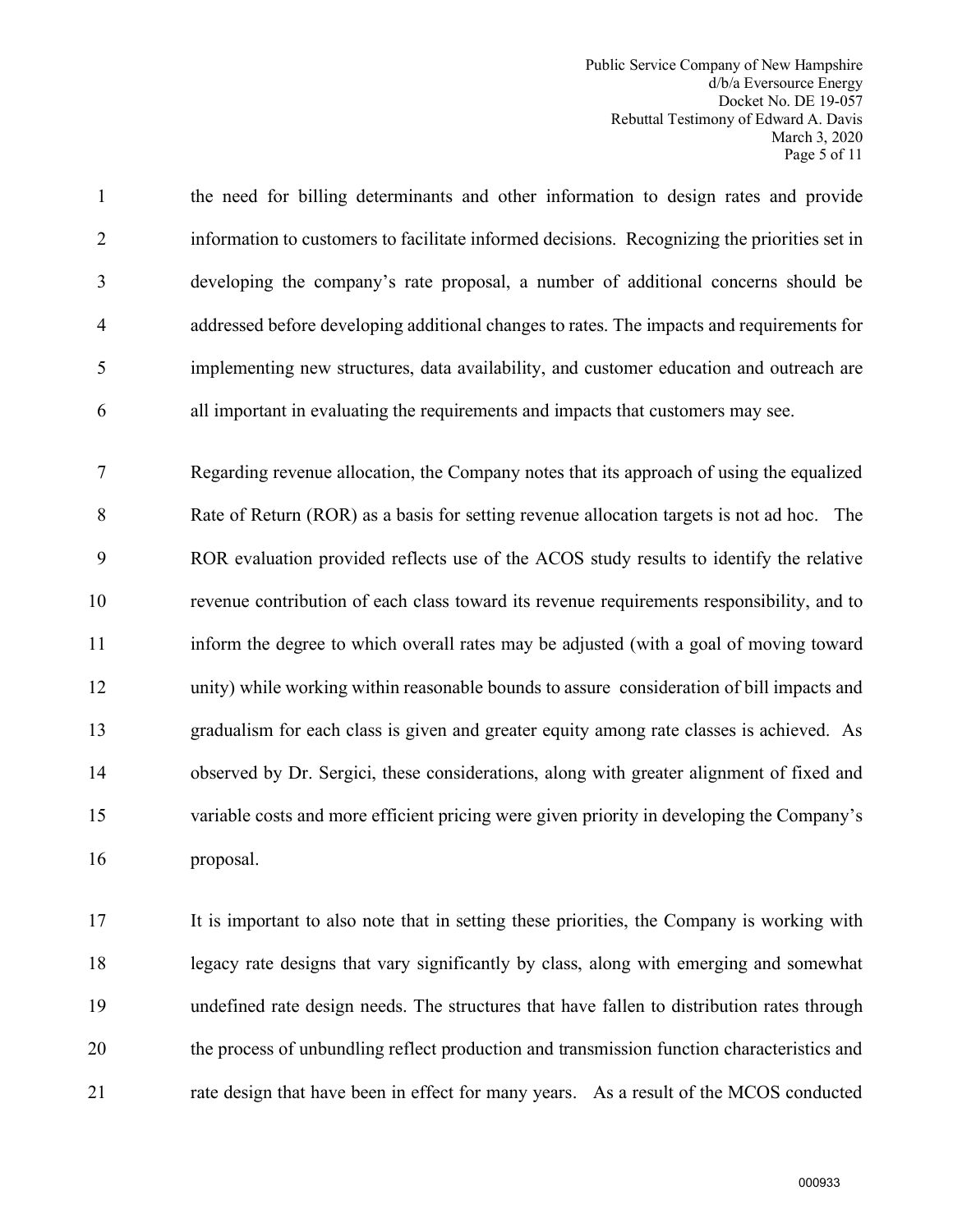the need for billing determinants and other information to design rates and provide information to customers to facilitate informed decisions. Recognizing the priorities set in developing the company's rate proposal, a number of additional concerns should be addressed before developing additional changes to rates. The impacts and requirements for implementing new structures, data availability, and customer education and outreach are all important in evaluating the requirements and impacts that customers may see.

Regarding revenue allocation, the Company notes that its approach of using the equalized Rate of Return (ROR) as a basis for setting revenue allocation targets is not ad hoc. The ROR evaluation provided reflects use of the ACOS study results to identify the relative revenue contribution of each class toward its revenue requirements responsibility, and to inform the degree to which overall rates may be adjusted (with a goal of moving toward unity) while working within reasonable bounds to assure consideration of bill impacts and gradualism for each class is given and greater equity among rate classes is achieved. As observed by Dr. Sergici, these considerations, along with greater alignment of fixed and variable costs and more efficient pricing were given priority in developing the Company's proposal.

It is important to also note that in setting these priorities, the Company is working with legacy rate designs that vary significantly by class, along with emerging and somewhat undefined rate design needs. The structures that have fallen to distribution rates through the process of unbundling reflect production and transmission function characteristics and rate design that have been in effect for many years. As a result of the MCOS conducted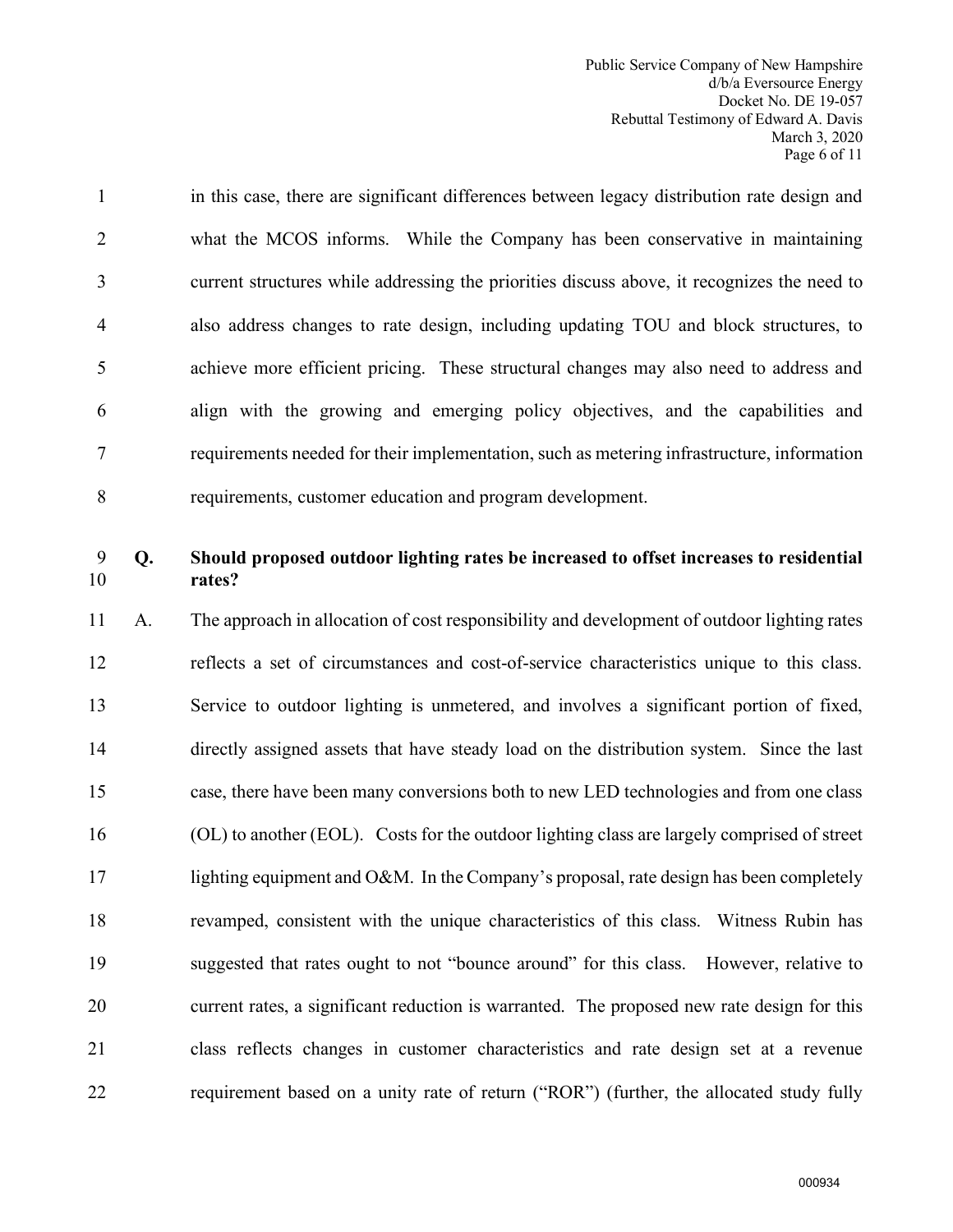in this case, there are significant differences between legacy distribution rate design and what the MCOS informs. While the Company has been conservative in maintaining current structures while addressing the priorities discuss above, it recognizes the need to also address changes to rate design, including updating TOU and block structures, to achieve more efficient pricing. These structural changes may also need to address and align with the growing and emerging policy objectives, and the capabilities and requirements needed for their implementation, such as metering infrastructure, information requirements, customer education and program development.

**Q. Should proposed outdoor lighting rates be increased to offset increases to residential rates?**

A. The approach in allocation of cost responsibility and development of outdoor lighting rates reflects a set of circumstances and cost-of-service characteristics unique to this class. Service to outdoor lighting is unmetered, and involves a significant portion of fixed, directly assigned assets that have steady load on the distribution system. Since the last case, there have been many conversions both to new LED technologies and from one class (OL) to another (EOL). Costs for the outdoor lighting class are largely comprised of street lighting equipment and O&M. In the Company's proposal, rate design has been completely revamped, consistent with the unique characteristics of this class. Witness Rubin has suggested that rates ought to not "bounce around" for this class. However, relative to current rates, a significant reduction is warranted. The proposed new rate design for this class reflects changes in customer characteristics and rate design set at a revenue requirement based on a unity rate of return ("ROR") (further, the allocated study fully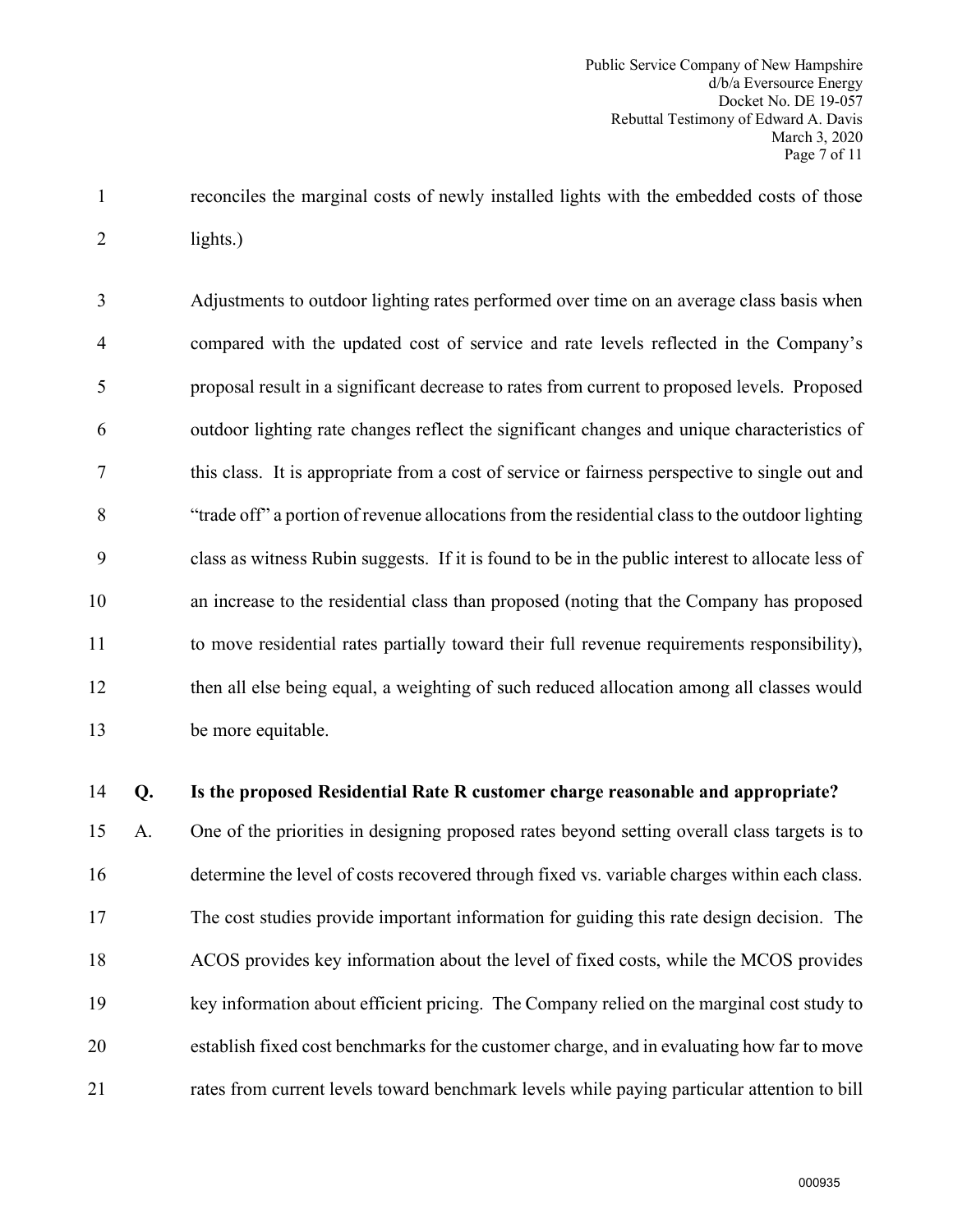reconciles the marginal costs of newly installed lights with the embedded costs of those lights.)

Adjustments to outdoor lighting rates performed over time on an average class basis when compared with the updated cost of service and rate levels reflected in the Company's proposal result in a significant decrease to rates from current to proposed levels. Proposed outdoor lighting rate changes reflect the significant changes and unique characteristics of this class. It is appropriate from a cost of service or fairness perspective to single out and "trade off" a portion of revenue allocations from the residential class to the outdoor lighting class as witness Rubin suggests. If it is found to be in the public interest to allocate less of an increase to the residential class than proposed (noting that the Company has proposed to move residential rates partially toward their full revenue requirements responsibility), then all else being equal, a weighting of such reduced allocation among all classes would be more equitable.

**Q. Is the proposed Residential Rate R customer charge reasonable and appropriate?**

A. One of the priorities in designing proposed rates beyond setting overall class targets is to determine the level of costs recovered through fixed vs. variable charges within each class. The cost studies provide important information for guiding this rate design decision. The ACOS provides key information about the level of fixed costs, while the MCOS provides key information about efficient pricing. The Company relied on the marginal cost study to establish fixed cost benchmarks for the customer charge, and in evaluating how far to move rates from current levels toward benchmark levels while paying particular attention to bill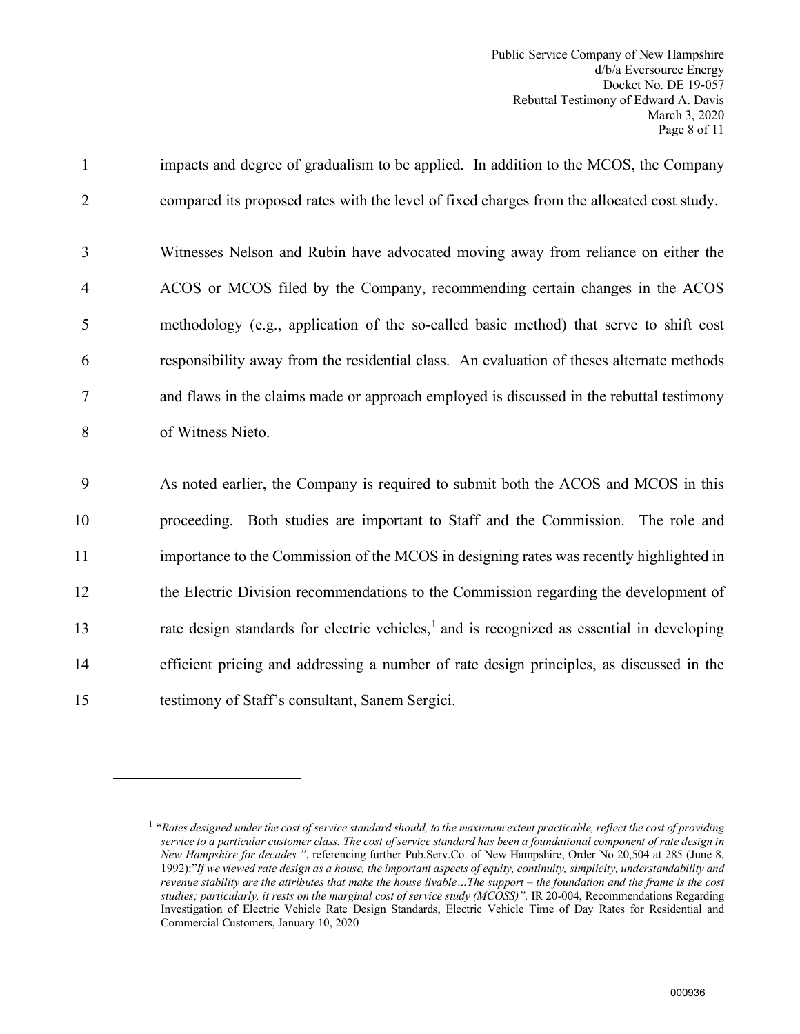impacts and degree of gradualism to be applied. In addition to the MCOS, the Company compared its proposed rates with the level of fixed charges from the allocated cost study.

Witnesses Nelson and Rubin have advocated moving away from reliance on either the ACOS or MCOS filed by the Company, recommending certain changes in the ACOS methodology (e.g., application of the so-called basic method) that serve to shift cost responsibility away from the residential class. An evaluation of theses alternate methods and flaws in the claims made or approach employed is discussed in the rebuttal testimony of Witness Nieto.

As noted earlier, the Company is required to submit both the ACOS and MCOS in this proceeding. Both studies are important to Staff and the Commission. The role and importance to the Commission of the MCOS in designing rates was recently highlighted in the Electric Division recommendations to the Commission regarding the development of rate design standards for electric vehicles,[1] and is recognized as essential in developing efficient pricing and addressing a number of rate design principles, as discussed in the testimony of Staff's consultant, Sanem Sergici.

---

[1] "*Rates designed under the cost of service standard should, to the maximum extent practicable, reflect the cost of providing service to a particular customer class. The cost of service standard has been a foundational component of rate design in New Hampshire for decades."*, referencing further Pub.Serv.Co. of New Hampshire, Order No 20,504 at 285 (June 8, 1992):"*If we viewed rate design as a house, the important aspects of equity, continuity, simplicity, understandability and revenue stability are the attributes that make the house livable…The support – the foundation and the frame is the cost studies; particularly, it rests on the marginal cost of service study (MCOSS)".* IR 20-004, Recommendations Regarding Investigation of Electric Vehicle Rate Design Standards, Electric Vehicle Time of Day Rates for Residential and Commercial Customers, January 10, 2020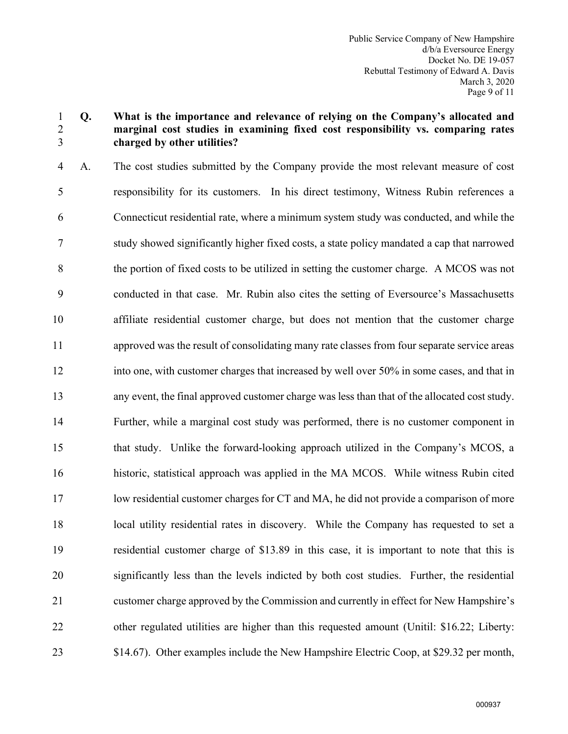**Q. What is the importance and relevance of relying on the Company's allocated and marginal cost studies in examining fixed cost responsibility vs. comparing rates charged by other utilities?**

A. The cost studies submitted by the Company provide the most relevant measure of cost responsibility for its customers. In his direct testimony, Witness Rubin references a Connecticut residential rate, where a minimum system study was conducted, and while the study showed significantly higher fixed costs, a state policy mandated a cap that narrowed the portion of fixed costs to be utilized in setting the customer charge. A MCOS was not conducted in that case. Mr. Rubin also cites the setting of Eversource's Massachusetts affiliate residential customer charge, but does not mention that the customer charge approved was the result of consolidating many rate classes from four separate service areas into one, with customer charges that increased by well over 50% in some cases, and that in any event, the final approved customer charge was less than that of the allocated cost study. Further, while a marginal cost study was performed, there is no customer component in that study. Unlike the forward-looking approach utilized in the Company's MCOS, a historic, statistical approach was applied in the MA MCOS. While witness Rubin cited low residential customer charges for CT and MA, he did not provide a comparison of more local utility residential rates in discovery. While the Company has requested to set a residential customer charge of $13.89 in this case, it is important to note that this is significantly less than the levels indicted by both cost studies. Further, the residential customer charge approved by the Commission and currently in effect for New Hampshire's other regulated utilities are higher than this requested amount (Unitil: $16.22; Liberty: $14.67). Other examples include the New Hampshire Electric Coop, at $29.32 per month,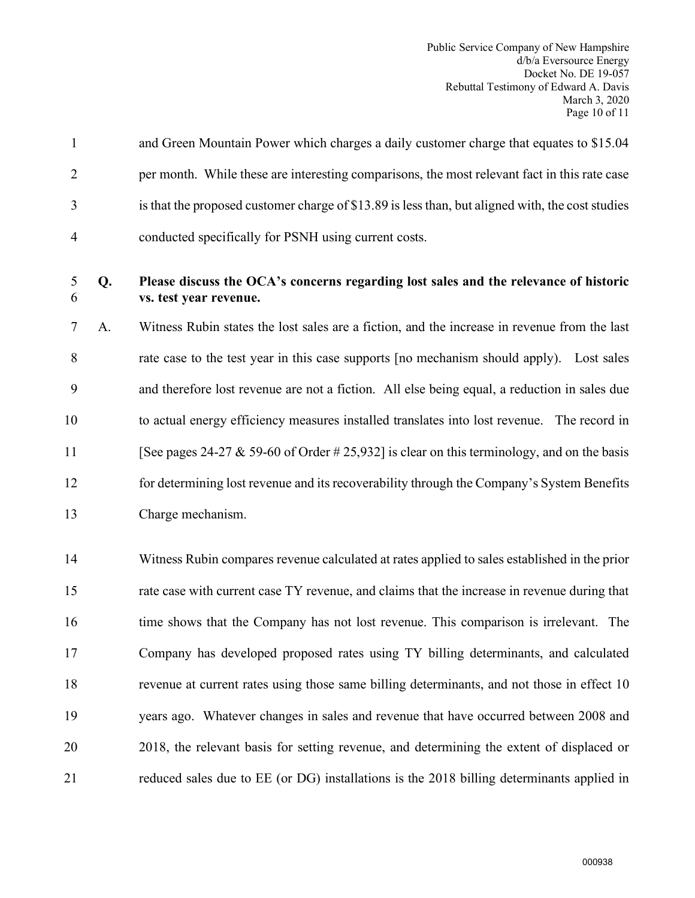and Green Mountain Power which charges a daily customer charge that equates to $15.04 per month. While these are interesting comparisons, the most relevant fact in this rate case is that the proposed customer charge of $13.89 is less than, but aligned with, the cost studies conducted specifically for PSNH using current costs.

**Q. Please discuss the OCA's concerns regarding lost sales and the relevance of historic vs. test year revenue.**

A. Witness Rubin states the lost sales are a fiction, and the increase in revenue from the last rate case to the test year in this case supports [no mechanism should apply). Lost sales and therefore lost revenue are not a fiction. All else being equal, a reduction in sales due to actual energy efficiency measures installed translates into lost revenue. The record in [See pages 24-27 & 59-60 of Order # 25,932] is clear on this terminology, and on the basis for determining lost revenue and its recoverability through the Company's System Benefits Charge mechanism.

Witness Rubin compares revenue calculated at rates applied to sales established in the prior rate case with current case TY revenue, and claims that the increase in revenue during that time shows that the Company has not lost revenue. This comparison is irrelevant. The Company has developed proposed rates using TY billing determinants, and calculated revenue at current rates using those same billing determinants, and not those in effect 10 years ago. Whatever changes in sales and revenue that have occurred between 2008 and 2018, the relevant basis for setting revenue, and determining the extent of displaced or reduced sales due to EE (or DG) installations is the 2018 billing determinants applied in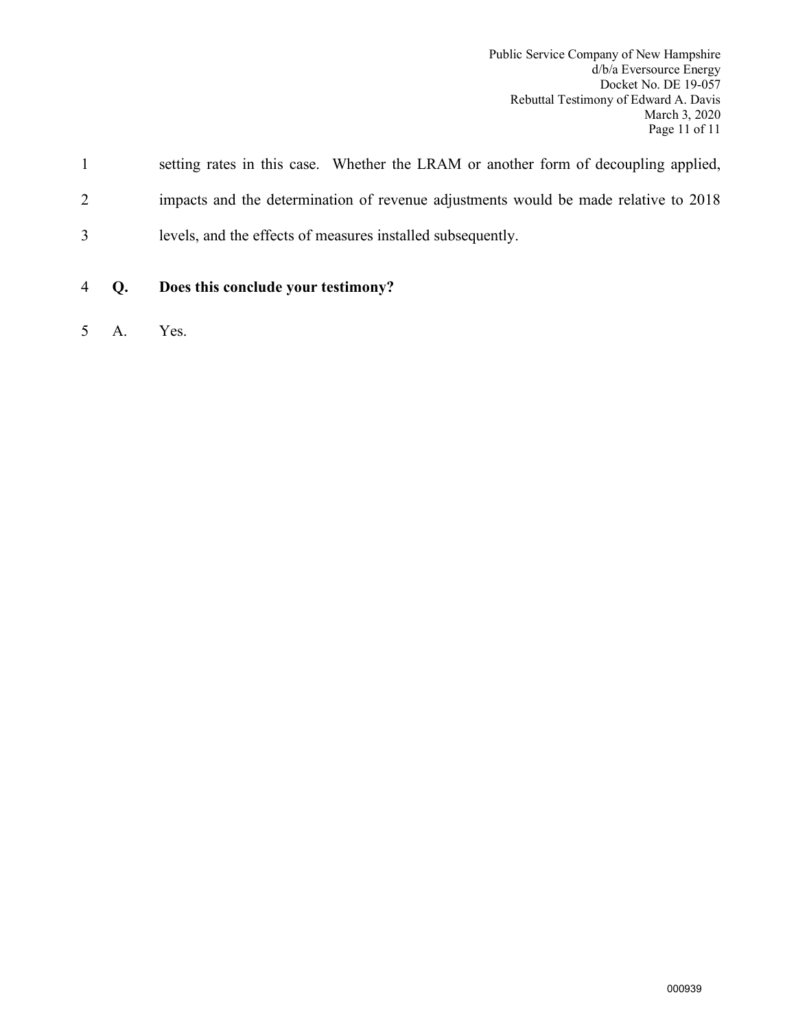setting rates in this case. Whether the LRAM or another form of decoupling applied, impacts and the determination of revenue adjustments would be made relative to 2018 levels, and the effects of measures installed subsequently.

**Q. Does this conclude your testimony?**

A. Yes.